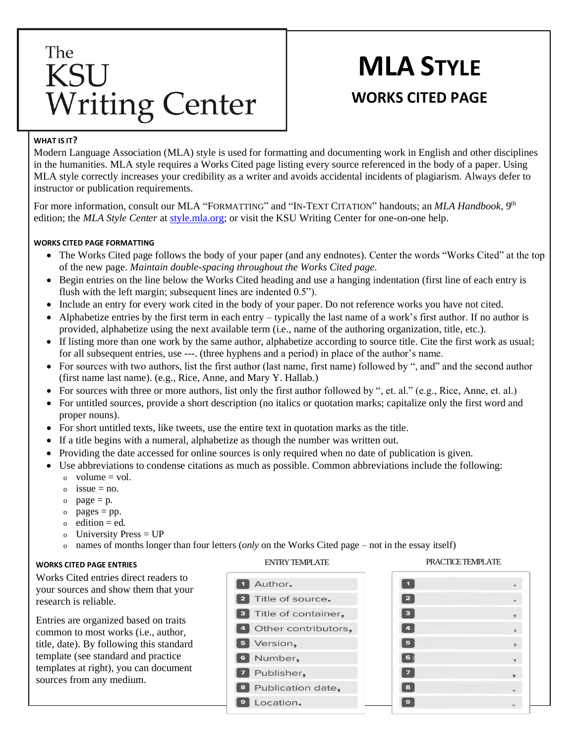# The KSU Writing Center

# MLA Style

## Works Cited Page

### WHAT IS IT?

Modern Language Association (MLA) style is used for formatting and documenting work in English and other disciplines in the humanities. MLA style requires a Works Cited page listing every source referenced in the body of a paper. Using MLA style correctly increases your credibility as a writer and avoids accidental incidents of plagiarism. Always defer to instructor or publication requirements.

For more information, consult our MLA "FORMATTING" and "IN-TEXT CITATION" handouts; an *MLA Handbook*, 9th edition; the *MLA Style Center* at [style.mla.org](style.mla.org); or visit the KSU Writing Center for one-on-one help.

### WORKS CITED PAGE FORMATTING

- The Works Cited page follows the body of your paper (and any endnotes). Center the words "Works Cited" at the top of the new page. *Maintain double-spacing throughout the Works Cited page.*
- Begin entries on the line below the Works Cited heading and use a hanging indentation (first line of each entry is flush with the left margin; subsequent lines are indented 0.5").
- Include an entry for every work cited in the body of your paper. Do not reference works you have not cited.
- Alphabetize entries by the first term in each entry – typically the last name of a work's first author. If no author is provided, alphabetize using the next available term (i.e., name of the authoring organization, title, etc.).
- If listing more than one work by the same author, alphabetize according to source title. Cite the first work as usual; for all subsequent entries, use ---. (three hyphens and a period) in place of the author's name.
- For sources with two authors, list the first author (last name, first name) followed by ", and" and the second author (first name last name). (e.g., Rice, Anne, and Mary Y. Hallab.)
- For sources with three or more authors, list only the first author followed by ", et. al." (e.g., Rice, Anne, et. al.)
- For untitled sources, provide a short description (no italics or quotation marks; capitalize only the first word and proper nouns).
- For short untitled texts, like tweets, use the entire text in quotation marks as the title.
- If a title begins with a numeral, alphabetize as though the number was written out.
- Providing the date accessed for online sources is only required when no date of publication is given.
- Use abbreviations to condense citations as much as possible. Common abbreviations include the following:
  - volume = vol.
  - issue = no.
  - page = p.
  - pages = pp.
  - edition = ed.
  - University Press = UP
  - names of months longer than four letters (*only* on the Works Cited page – not in the essay itself)

### WORKS CITED PAGE ENTRIES

Works Cited entries direct readers to your sources and show them that your research is reliable.

Entries are organized based on traits common to most works (i.e., author, title, date). By following this standard template (see standard and practice templates at right), you can document sources from any medium.

| ENTRY TEMPLATE | PRACTICE TEMPLATE |
|---|---|
| 1 Author. | 1 . |
| 2 Title of source. | 2 . |
| 3 Title of container, | 3 , |
| 4 Other contributors, | 4 , |
| 5 Version, | 5 , |
| 6 Number, | 6 , |
| 7 Publisher, | 7 , |
| 8 Publication date, | 8 , |
| 9 Location. | 9 . |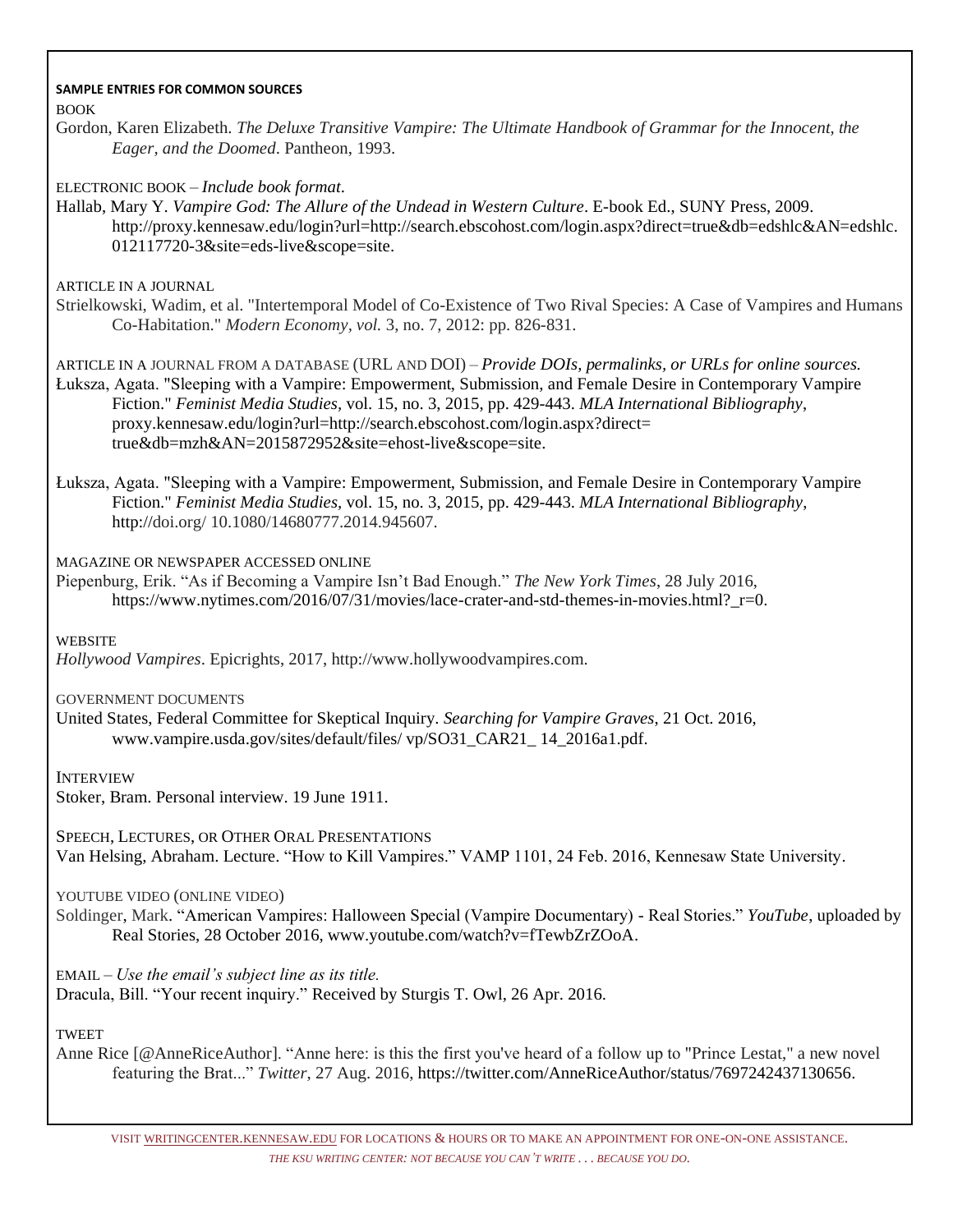**SAMPLE ENTRIES FOR COMMON SOURCES**

BOOK

Gordon, Karen Elizabeth. *The Deluxe Transitive Vampire: The Ultimate Handbook of Grammar for the Innocent, the Eager, and the Doomed*. Pantheon, 1993.

ELECTRONIC BOOK – *Include book format*.

Hallab, Mary Y. *Vampire God: The Allure of the Undead in Western Culture*. E-book Ed., SUNY Press, 2009. http://proxy.kennesaw.edu/login?url=http://search.ebscohost.com/login.aspx?direct=true&db=edshlc&AN=edshlc.012117720-3&site=eds-live&scope=site.

ARTICLE IN A JOURNAL

Strielkowski, Wadim, et al. "Intertemporal Model of Co-Existence of Two Rival Species: A Case of Vampires and Humans Co-Habitation." *Modern Economy*, *vol.* 3, no. 7, 2012: pp. 826-831.

ARTICLE IN A JOURNAL FROM A DATABASE (URL AND DOI) – *Provide DOIs, permalinks, or URLs for online sources.*

Łuksza, Agata. "Sleeping with a Vampire: Empowerment, Submission, and Female Desire in Contemporary Vampire Fiction." *Feminist Media Studies*, vol. 15, no. 3, 2015, pp. 429-443. *MLA International Bibliography*, proxy.kennesaw.edu/login?url=http://search.ebscohost.com/login.aspx?direct=true&db=mzh&AN=2015872952&site=ehost-live&scope=site.

Łuksza, Agata. "Sleeping with a Vampire: Empowerment, Submission, and Female Desire in Contemporary Vampire Fiction." *Feminist Media Studies*, vol. 15, no. 3, 2015, pp. 429-443. *MLA International Bibliography*, http://doi.org/ 10.1080/14680777.2014.945607.

MAGAZINE OR NEWSPAPER ACCESSED ONLINE

Piepenburg, Erik. "As if Becoming a Vampire Isn't Bad Enough." *The New York Times*, 28 July 2016, https://www.nytimes.com/2016/07/31/movies/lace-crater-and-std-themes-in-movies.html?_r=0.

WEBSITE

*Hollywood Vampires*. Epicrights, 2017, http://www.hollywoodvampires.com.

GOVERNMENT DOCUMENTS

United States, Federal Committee for Skeptical Inquiry. *Searching for Vampire Graves*, 21 Oct. 2016, www.vampire.usda.gov/sites/default/files/ vp/SO31_CAR21_ 14_2016a1.pdf.

INTERVIEW

Stoker, Bram. Personal interview. 19 June 1911.

SPEECH, LECTURES, OR OTHER ORAL PRESENTATIONS

Van Helsing, Abraham. Lecture. "How to Kill Vampires." VAMP 1101, 24 Feb. 2016, Kennesaw State University.

YOUTUBE VIDEO (ONLINE VIDEO)

Soldinger, Mark. "American Vampires: Halloween Special (Vampire Documentary) - Real Stories." *YouTube*, uploaded by Real Stories, 28 October 2016, www.youtube.com/watch?v=fTewbZrZOoA.

EMAIL – *Use the email's subject line as its title.*

Dracula, Bill. "Your recent inquiry." Received by Sturgis T. Owl, 26 Apr. 2016.

TWEET

Anne Rice [@AnneRiceAuthor]. "Anne here: is this the first you've heard of a follow up to "Prince Lestat," a new novel featuring the Brat..." *Twitter*, 27 Aug. 2016, https://twitter.com/AnneRiceAuthor/status/7697242437130656.

VISIT WRITINGCENTER.KENNESAW.EDU FOR LOCATIONS & HOURS OR TO MAKE AN APPOINTMENT FOR ONE-ON-ONE ASSISTANCE.

*THE KSU WRITING CENTER: NOT BECAUSE YOU CAN'T WRITE . . . BECAUSE YOU DO.*